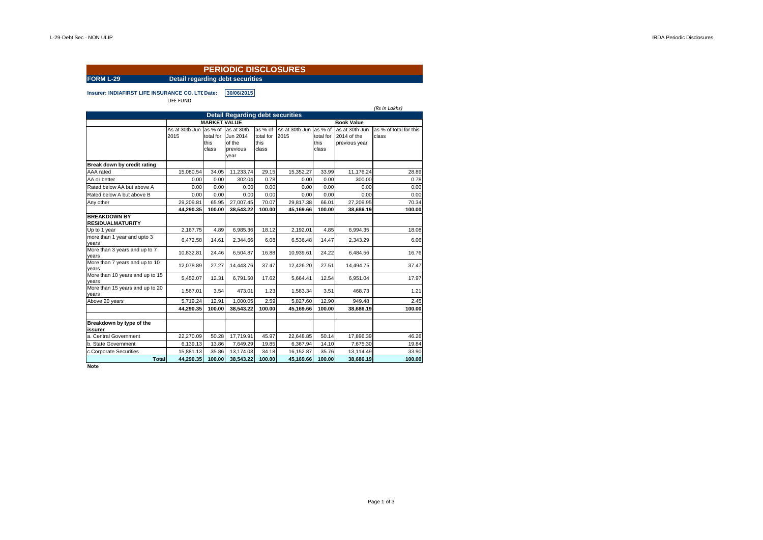# PERIODIC DISCLOSURES

**FORM L-29** **Detail regarding debt securities**

**Insurer: INDIAFIRST LIFE INSURANCE CO. LTD** **Date: 30/06/2015**

LIFE FUND

*(Rs in Lakhs)*

| Detail Regarding debt securities | | | | | | | | |
|---|---|---|---|---|---|---|---|---|
| | MARKET VALUE | | | | Book Value | | | |
| | As at 30th Jun 2015 | as % of total for this class | as at 30th Jun 2014 of the previous year | as % of total for this class | As at 30th Jun 2015 | as % of total for this class | as at 30th Jun 2014 of the previous year | as % of total for this class |
| **Break down by credit rating** | | | | | | | | |
| AAA rated | 15,080.54 | 34.05 | 11,233.74 | 29.15 | 15,352.27 | 33.99 | 11,176.24 | 28.89 |
| AA or better | 0.00 | 0.00 | 302.04 | 0.78 | 0.00 | 0.00 | 300.00 | 0.78 |
| Rated below AA but above A | 0.00 | 0.00 | 0.00 | 0.00 | 0.00 | 0.00 | 0.00 | 0.00 |
| Rated below A but above B | 0.00 | 0.00 | 0.00 | 0.00 | 0.00 | 0.00 | 0.00 | 0.00 |
| Any other | 29,209.81 | 65.95 | 27,007.45 | 70.07 | 29,817.38 | 66.01 | 27,209.95 | 70.34 |
| | **44,290.35** | **100.00** | **38,543.22** | **100.00** | **45,169.66** | **100.00** | **38,686.19** | **100.00** |
| **BREAKDOWN BY RESIDUALMATURITY** | | | | | | | | |
| Up to 1 year | 2,167.75 | 4.89 | 6,985.36 | 18.12 | 2,192.01 | 4.85 | 6,994.35 | 18.08 |
| more than 1 year and upto 3 years | 6,472.58 | 14.61 | 2,344.66 | 6.08 | 6,536.48 | 14.47 | 2,343.29 | 6.06 |
| More than 3 years and up to 7 years | 10,832.81 | 24.46 | 6,504.87 | 16.88 | 10,939.61 | 24.22 | 6,484.56 | 16.76 |
| More than 7 years and up to 10 years | 12,078.89 | 27.27 | 14,443.76 | 37.47 | 12,426.20 | 27.51 | 14,494.75 | 37.47 |
| More than 10 years and up to 15 years | 5,452.07 | 12.31 | 6,791.50 | 17.62 | 5,664.41 | 12.54 | 6,951.04 | 17.97 |
| More than 15 years and up to 20 years | 1,567.01 | 3.54 | 473.01 | 1.23 | 1,583.34 | 3.51 | 468.73 | 1.21 |
| Above 20 years | 5,719.24 | 12.91 | 1,000.05 | 2.59 | 5,827.60 | 12.90 | 949.48 | 2.45 |
| | **44,290.35** | **100.00** | **38,543.22** | **100.00** | **45,169.66** | **100.00** | **38,686.19** | **100.00** |
| | | | | | | | | |
| **Breakdown by type of the issurer** | | | | | | | | |
| a. Central Government | 22,270.09 | 50.28 | 17,719.91 | 45.97 | 22,648.85 | 50.14 | 17,896.39 | 46.26 |
| b. State Government | 6,139.13 | 13.86 | 7,649.29 | 19.85 | 6,367.94 | 14.10 | 7,675.30 | 19.84 |
| c.Corporate Securities | 15,881.13 | 35.86 | 13,174.03 | 34.18 | 16,152.87 | 35.76 | 13,114.49 | 33.90 |
| **Total** | **44,290.35** | **100.00** | **38,543.22** | **100.00** | **45,169.66** | **100.00** | **38,686.19** | **100.00** |

**Note**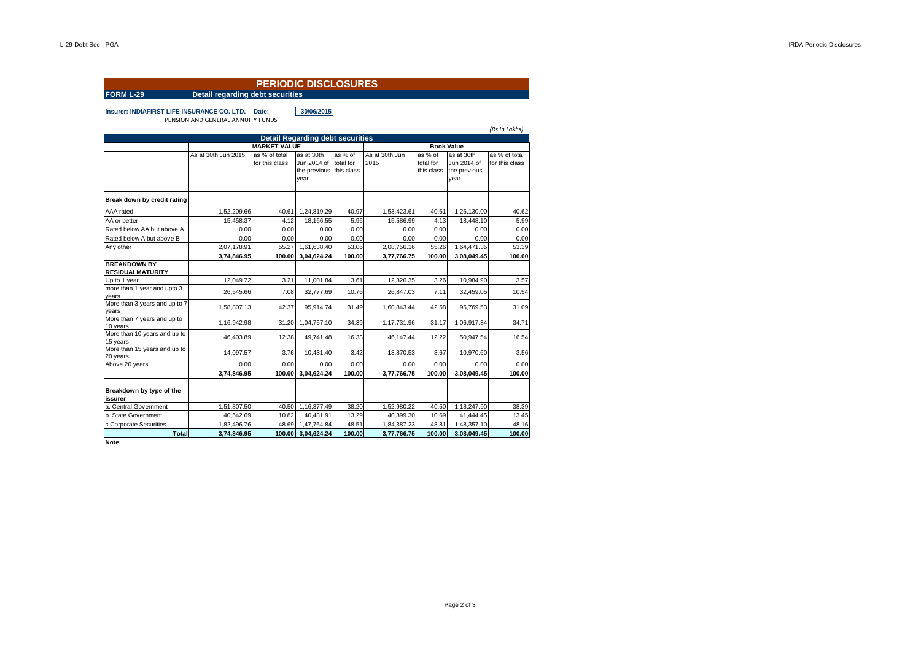# PERIODIC DISCLOSURES

**FORM L-29** **Detail regarding debt securities**

**Insurer: INDIAFIRST LIFE INSURANCE CO. LTD.** **Date:** **30/06/2015**

PENSION AND GENERAL ANNUITY FUNDS

*(Rs in Lakhs)*

| Detail Regarding debt securities | | | | | | | | |
|---|---|---|---|---|---|---|---|---|
| | MARKET VALUE | | | | Book Value | | | |
| | As at 30th Jun 2015 | as % of total for this class | as at 30th Jun 2014 of the previous year | as % of total for this class | As at 30th Jun 2015 | as % of total for this class | as at 30th Jun 2014 of the previous year | as % of total for this class |
| **Break down by credit rating** | | | | | | | | |
| AAA rated | 1,52,209.66 | 40.61 | 1,24,819.29 | 40.97 | 1,53,423.61 | 40.61 | 1,25,130.00 | 40.62 |
| AA or better | 15,458.37 | 4.12 | 18,166.55 | 5.96 | 15,586.99 | 4.13 | 18,448.10 | 5.99 |
| Rated below AA but above A | 0.00 | 0.00 | 0.00 | 0.00 | 0.00 | 0.00 | 0.00 | 0.00 |
| Rated below A but above B | 0.00 | 0.00 | 0.00 | 0.00 | 0.00 | 0.00 | 0.00 | 0.00 |
| Any other | 2,07,178.91 | 55.27 | 1,61,638.40 | 53.06 | 2,08,756.16 | 55.26 | 1,64,471.35 | 53.39 |
| | **3,74,846.95** | **100.00** | **3,04,624.24** | **100.00** | **3,77,766.75** | **100.00** | **3,08,049.45** | **100.00** |
| **BREAKDOWN BY RESIDUALMATURITY** | | | | | | | | |
| Up to 1 year | 12,049.72 | 3.21 | 11,001.84 | 3.61 | 12,326.35 | 3.26 | 10,984.90 | 3.57 |
| more than 1 year and upto 3 years | 26,545.66 | 7.08 | 32,777.69 | 10.76 | 26,847.03 | 7.11 | 32,459.05 | 10.54 |
| More than 3 years and up to 7 years | 1,58,807.13 | 42.37 | 95,914.74 | 31.49 | 1,60,843.44 | 42.58 | 95,769.53 | 31.09 |
| More than 7 years and up to 10 years | 1,16,942.98 | 31.20 | 1,04,757.10 | 34.39 | 1,17,731.96 | 31.17 | 1,06,917.84 | 34.71 |
| More than 10 years and up to 15 years | 46,403.89 | 12.38 | 49,741.48 | 16.33 | 46,147.44 | 12.22 | 50,947.54 | 16.54 |
| More than 15 years and up to 20 years | 14,097.57 | 3.76 | 10,431.40 | 3.42 | 13,870.53 | 3.67 | 10,970.60 | 3.56 |
| Above 20 years | 0.00 | 0.00 | 0.00 | 0.00 | 0.00 | 0.00 | 0.00 | 0.00 |
| | **3,74,846.95** | **100.00** | **3,04,624.24** | **100.00** | **3,77,766.75** | **100.00** | **3,08,049.45** | **100.00** |
| **Breakdown by type of the issurer** | | | | | | | | |
| a. Central Government | 1,51,807.50 | 40.50 | 1,16,377.49 | 38.20 | 1,52,980.22 | 40.50 | 1,18,247.90 | 38.39 |
| b. State Government | 40,542.69 | 10.82 | 40,481.91 | 13.29 | 40,399.30 | 10.69 | 41,444.45 | 13.45 |
| c.Corporate Securities | 1,82,496.76 | 48.69 | 1,47,764.84 | 48.51 | 1,84,387.23 | 48.81 | 1,48,357.10 | 48.16 |
| **Total** | **3,74,846.95** | **100.00** | **3,04,624.24** | **100.00** | **3,77,766.75** | **100.00** | **3,08,049.45** | **100.00** |

**Note**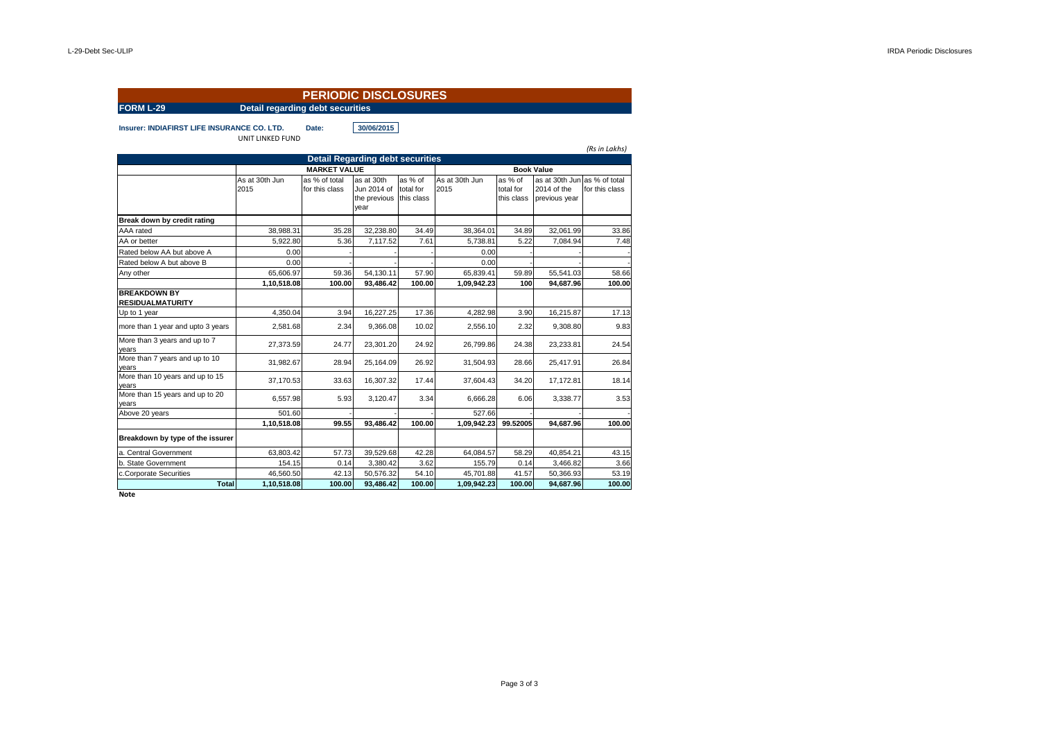# PERIODIC DISCLOSURES

**FORM L-29** **Detail regarding debt securities**

**Insurer: INDIAFIRST LIFE INSURANCE CO. LTD.** **Date:** 30/06/2015

UNIT LINKED FUND

*(Rs in Lakhs)*

| Detail Regarding debt securities | | | | | | | | |
|---|---|---|---|---|---|---|---|---|
| | MARKET VALUE | | | | Book Value | | | |
| | As at 30th Jun 2015 | as % of total for this class | as at 30th Jun 2014 of the previous year | as % of total for this class | As at 30th Jun 2015 | as % of total for this class | as at 30th Jun 2014 of the previous year | as % of total for this class |
| **Break down by credit rating** | | | | | | | | |
| AAA rated | 38,988.31 | 35.28 | 32,238.80 | 34.49 | 38,364.01 | 34.89 | 32,061.99 | 33.86 |
| AA or better | 5,922.80 | 5.36 | 7,117.52 | 7.61 | 5,738.81 | 5.22 | 7,084.94 | 7.48 |
| Rated below AA but above A | 0.00 | - | - | - | 0.00 | - | - | - |
| Rated below A but above B | 0.00 | - | - | - | 0.00 | - | - | - |
| Any other | 65,606.97 | 59.36 | 54,130.11 | 57.90 | 65,839.41 | 59.89 | 55,541.03 | 58.66 |
| | **1,10,518.08** | **100.00** | **93,486.42** | **100.00** | **1,09,942.23** | **100** | **94,687.96** | **100.00** |
| **BREAKDOWN BY RESIDUALMATURITY** | | | | | | | | |
| Up to 1 year | 4,350.04 | 3.94 | 16,227.25 | 17.36 | 4,282.98 | 3.90 | 16,215.87 | 17.13 |
| more than 1 year and upto 3 years | 2,581.68 | 2.34 | 9,366.08 | 10.02 | 2,556.10 | 2.32 | 9,308.80 | 9.83 |
| More than 3 years and up to 7 years | 27,373.59 | 24.77 | 23,301.20 | 24.92 | 26,799.86 | 24.38 | 23,233.81 | 24.54 |
| More than 7 years and up to 10 years | 31,982.67 | 28.94 | 25,164.09 | 26.92 | 31,504.93 | 28.66 | 25,417.91 | 26.84 |
| More than 10 years and up to 15 years | 37,170.53 | 33.63 | 16,307.32 | 17.44 | 37,604.43 | 34.20 | 17,172.81 | 18.14 |
| More than 15 years and up to 20 years | 6,557.98 | 5.93 | 3,120.47 | 3.34 | 6,666.28 | 6.06 | 3,338.77 | 3.53 |
| Above 20 years | 501.60 | - | - | - | 527.66 | - | - | - |
| | **1,10,518.08** | **99.55** | **93,486.42** | **100.00** | **1,09,942.23** | **99.52005** | **94,687.96** | **100.00** |
| **Breakdown by type of the issurer** | | | | | | | | |
| a. Central Government | 63,803.42 | 57.73 | 39,529.68 | 42.28 | 64,084.57 | 58.29 | 40,854.21 | 43.15 |
| b. State Government | 154.15 | 0.14 | 3,380.42 | 3.62 | 155.79 | 0.14 | 3,466.82 | 3.66 |
| c.Corporate Securities | 46,560.50 | 42.13 | 50,576.32 | 54.10 | 45,701.88 | 41.57 | 50,366.93 | 53.19 |
| **Total** | **1,10,518.08** | **100.00** | **93,486.42** | **100.00** | **1,09,942.23** | **100.00** | **94,687.96** | **100.00** |

**Note**